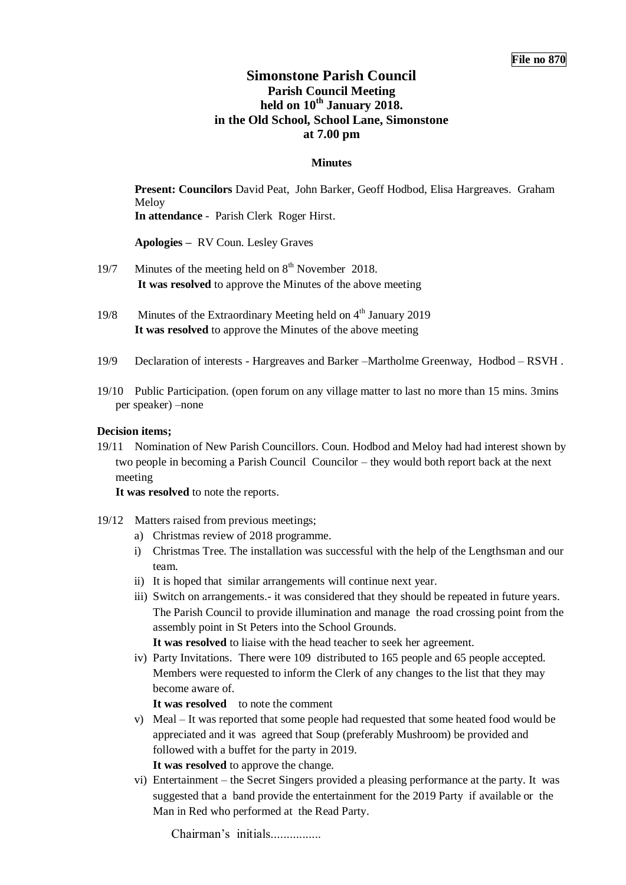**File no 870**

# Simonstone Parish Council
## Parish Council Meeting
## held on 10th January 2018.
## in the Old School, School Lane, Simonstone
## at 7.00 pm

### Minutes

**Present: Councilors** David Peat, John Barker, Geoff Hodbod, Elisa Hargreaves. Graham Meloy
**In attendance** - Parish Clerk Roger Hirst.

**Apologies –** RV Coun. Lesley Graves

19/7 Minutes of the meeting held on 8th November 2018.
**It was resolved** to approve the Minutes of the above meeting

19/8 Minutes of the Extraordinary Meeting held on 4th January 2019
**It was resolved** to approve the Minutes of the above meeting

19/9 Declaration of interests - Hargreaves and Barker –Martholme Greenway, Hodbod – RSVH .

19/10 Public Participation. (open forum on any village matter to last no more than 15 mins. 3mins per speaker) –none

**Decision items;**

19/11 Nomination of New Parish Councillors. Coun. Hodbod and Meloy had had interest shown by two people in becoming a Parish Council Councilor – they would both report back at the next meeting
**It was resolved** to note the reports.

19/12 Matters raised from previous meetings;

a) Christmas review of 2018 programme.

i) Christmas Tree. The installation was successful with the help of the Lengthsman and our team.

ii) It is hoped that similar arrangements will continue next year.

iii) Switch on arrangements.- it was considered that they should be repeated in future years. The Parish Council to provide illumination and manage the road crossing point from the assembly point in St Peters into the School Grounds.
**It was resolved** to liaise with the head teacher to seek her agreement.

iv) Party Invitations. There were 109 distributed to 165 people and 65 people accepted. Members were requested to inform the Clerk of any changes to the list that they may become aware of.
**It was resolved** to note the comment

v) Meal – It was reported that some people had requested that some heated food would be appreciated and it was agreed that Soup (preferably Mushroom) be provided and followed with a buffet for the party in 2019.
**It was resolved** to approve the change.

vi) Entertainment – the Secret Singers provided a pleasing performance at the party. It was suggested that a band provide the entertainment for the 2019 Party if available or the Man in Red who performed at the Read Party.

Chairman's initials................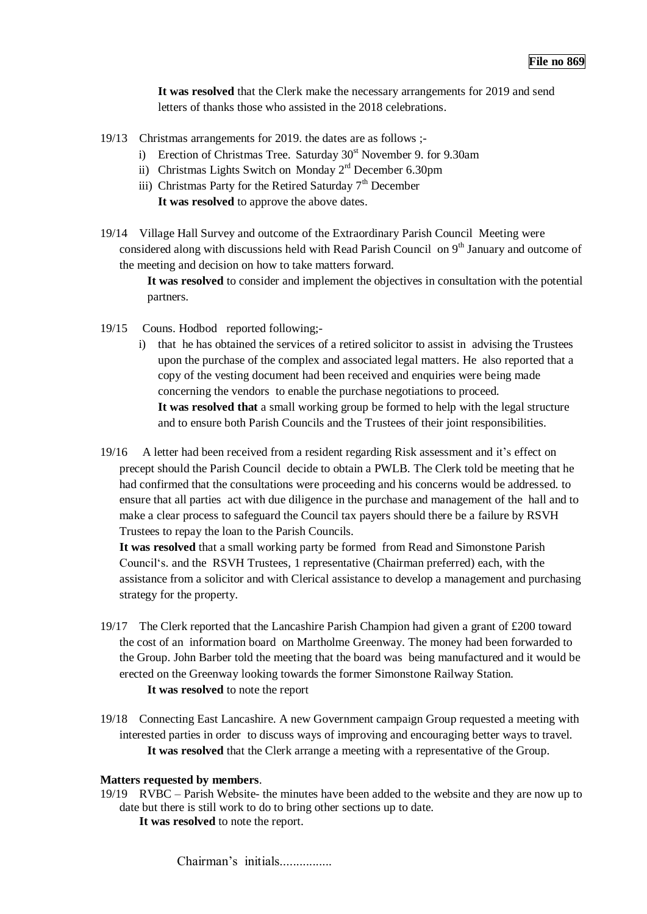**File no 869**

**It was resolved** that the Clerk make the necessary arrangements for 2019 and send letters of thanks those who assisted in the 2018 celebrations.

19/13 Christmas arrangements for 2019. the dates are as follows ;-

i) Erection of Christmas Tree. Saturday 30st November 9. for 9.30am
ii) Christmas Lights Switch on Monday 2rd December 6.30pm
iii) Christmas Party for the Retired Saturday 7th December

**It was resolved** to approve the above dates.

19/14 Village Hall Survey and outcome of the Extraordinary Parish Council Meeting were considered along with discussions held with Read Parish Council on 9th January and outcome of the meeting and decision on how to take matters forward.

**It was resolved** to consider and implement the objectives in consultation with the potential partners.

19/15 Couns. Hodbod reported following;-

i) that he has obtained the services of a retired solicitor to assist in advising the Trustees upon the purchase of the complex and associated legal matters. He also reported that a copy of the vesting document had been received and enquiries were being made concerning the vendors to enable the purchase negotiations to proceed.
**It was resolved that** a small working group be formed to help with the legal structure and to ensure both Parish Councils and the Trustees of their joint responsibilities.

19/16 A letter had been received from a resident regarding Risk assessment and it's effect on precept should the Parish Council decide to obtain a PWLB. The Clerk told be meeting that he had confirmed that the consultations were proceeding and his concerns would be addressed. to ensure that all parties act with due diligence in the purchase and management of the hall and to make a clear process to safeguard the Council tax payers should there be a failure by RSVH Trustees to repay the loan to the Parish Councils.

**It was resolved** that a small working party be formed from Read and Simonstone Parish Council's. and the RSVH Trustees, 1 representative (Chairman preferred) each, with the assistance from a solicitor and with Clerical assistance to develop a management and purchasing strategy for the property.

19/17 The Clerk reported that the Lancashire Parish Champion had given a grant of £200 toward the cost of an information board on Martholme Greenway. The money had been forwarded to the Group. John Barber told the meeting that the board was being manufactured and it would be erected on the Greenway looking towards the former Simonstone Railway Station.

**It was resolved** to note the report

19/18 Connecting East Lancashire. A new Government campaign Group requested a meeting with interested parties in order to discuss ways of improving and encouraging better ways to travel.

**It was resolved** that the Clerk arrange a meeting with a representative of the Group.

**Matters requested by members**.

19/19 RVBC – Parish Website- the minutes have been added to the website and they are now up to date but there is still work to do to bring other sections up to date.

**It was resolved** to note the report.

Chairman's initials................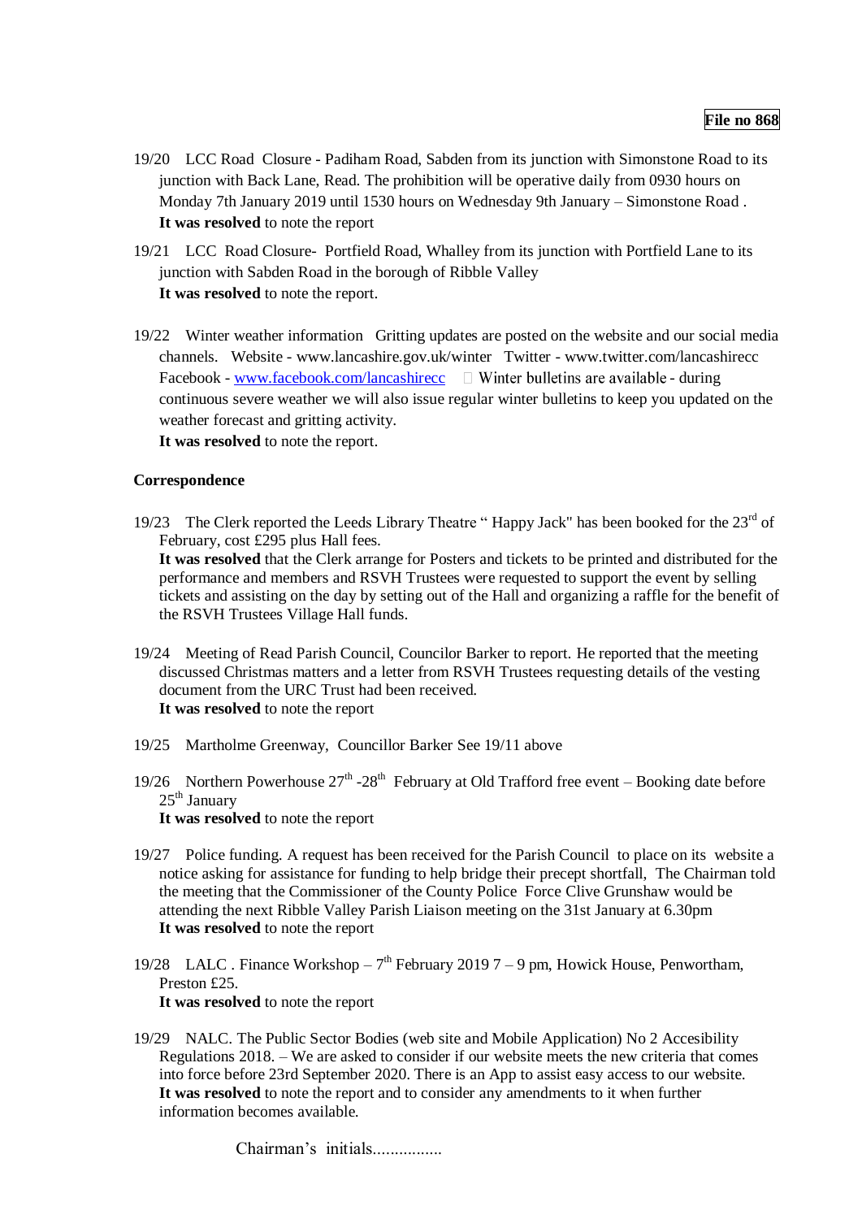**File no 868**

19/20 LCC Road Closure - Padiham Road, Sabden from its junction with Simonstone Road to its junction with Back Lane, Read. The prohibition will be operative daily from 0930 hours on Monday 7th January 2019 until 1530 hours on Wednesday 9th January – Simonstone Road .
**It was resolved** to note the report

19/21 LCC Road Closure- Portfield Road, Whalley from its junction with Portfield Lane to its junction with Sabden Road in the borough of Ribble Valley
**It was resolved** to note the report.

19/22 Winter weather information Gritting updates are posted on the website and our social media channels. Website - www.lancashire.gov.uk/winter Twitter - www.twitter.com/lancashirecc Facebook - [www.facebook.com/lancashirecc](http://www.facebook.com/lancashirecc)  Winter bulletins are available - during continuous severe weather we will also issue regular winter bulletins to keep you updated on the weather forecast and gritting activity.
**It was resolved** to note the report.

**Correspondence**

19/23 The Clerk reported the Leeds Library Theatre " Happy Jack" has been booked for the 23rd of February, cost £295 plus Hall fees.
**It was resolved** that the Clerk arrange for Posters and tickets to be printed and distributed for the performance and members and RSVH Trustees were requested to support the event by selling tickets and assisting on the day by setting out of the Hall and organizing a raffle for the benefit of the RSVH Trustees Village Hall funds.

19/24 Meeting of Read Parish Council, Councilor Barker to report. He reported that the meeting discussed Christmas matters and a letter from RSVH Trustees requesting details of the vesting document from the URC Trust had been received.
**It was resolved** to note the report

19/25 Martholme Greenway, Councillor Barker See 19/11 above

19/26 Northern Powerhouse 27th -28th February at Old Trafford free event – Booking date before 25th January
**It was resolved** to note the report

19/27 Police funding. A request has been received for the Parish Council to place on its website a notice asking for assistance for funding to help bridge their precept shortfall, The Chairman told the meeting that the Commissioner of the County Police Force Clive Grunshaw would be attending the next Ribble Valley Parish Liaison meeting on the 31st January at 6.30pm
**It was resolved** to note the report

19/28 LALC . Finance Workshop – 7th February 2019 7 – 9 pm, Howick House, Penwortham, Preston £25.
**It was resolved** to note the report

19/29 NALC. The Public Sector Bodies (web site and Mobile Application) No 2 Accesibility Regulations 2018. – We are asked to consider if our website meets the new criteria that comes into force before 23rd September 2020. There is an App to assist easy access to our website.
**It was resolved** to note the report and to consider any amendments to it when further information becomes available.

Chairman's initials................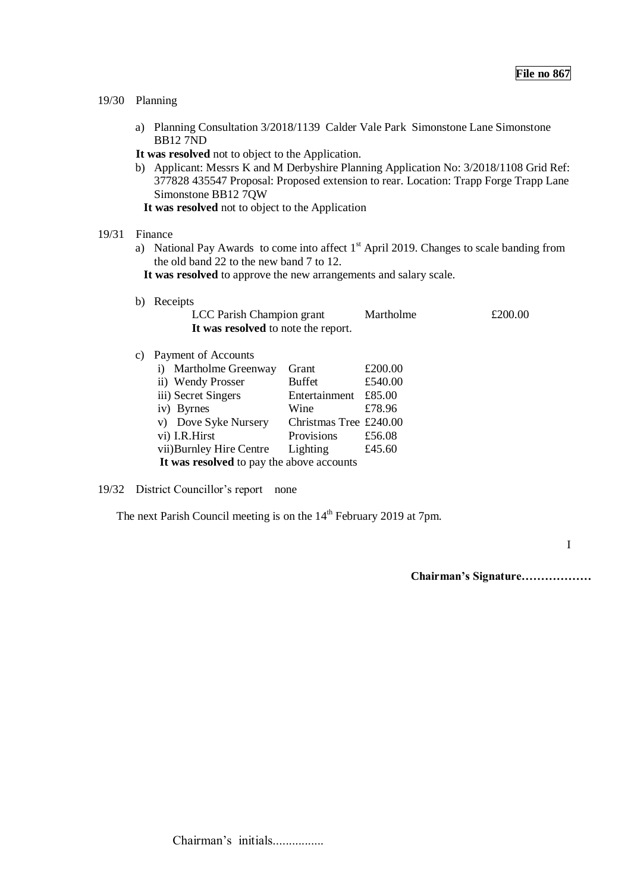**File no 867**

19/30 Planning

a) Planning Consultation 3/2018/1139 Calder Vale Park Simonstone Lane Simonstone BB12 7ND

**It was resolved** not to object to the Application.

b) Applicant: Messrs K and M Derbyshire Planning Application No: 3/2018/1108 Grid Ref: 377828 435547 Proposal: Proposed extension to rear. Location: Trapp Forge Trapp Lane Simonstone BB12 7QW

**It was resolved** not to object to the Application

19/31 Finance

a) National Pay Awards to come into affect 1st April 2019. Changes to scale banding from the old band 22 to the new band 7 to 12.

**It was resolved** to approve the new arrangements and salary scale.

b) Receipts

| | | |
|---|---|---|
| LCC Parish Champion grant | Martholme | £200.00 |

**It was resolved** to note the report.

c) Payment of Accounts

| | | |
|---|---|---|
| i) Martholme Greenway | Grant | £200.00 |
| ii) Wendy Prosser | Buffet | £540.00 |
| iii) Secret Singers | Entertainment | £85.00 |
| iv) Byrnes | Wine | £78.96 |
| v) Dove Syke Nursery | Christmas Tree | £240.00 |
| vi) I.R.Hirst | Provisions | £56.08 |
| vii) Burnley Hire Centre | Lighting | £45.60 |

**It was resolved** to pay the above accounts

19/32 District Councillor's report none

The next Parish Council meeting is on the 14th February 2019 at 7pm.

I

**Chairman's Signature………………**

Chairman's initials................